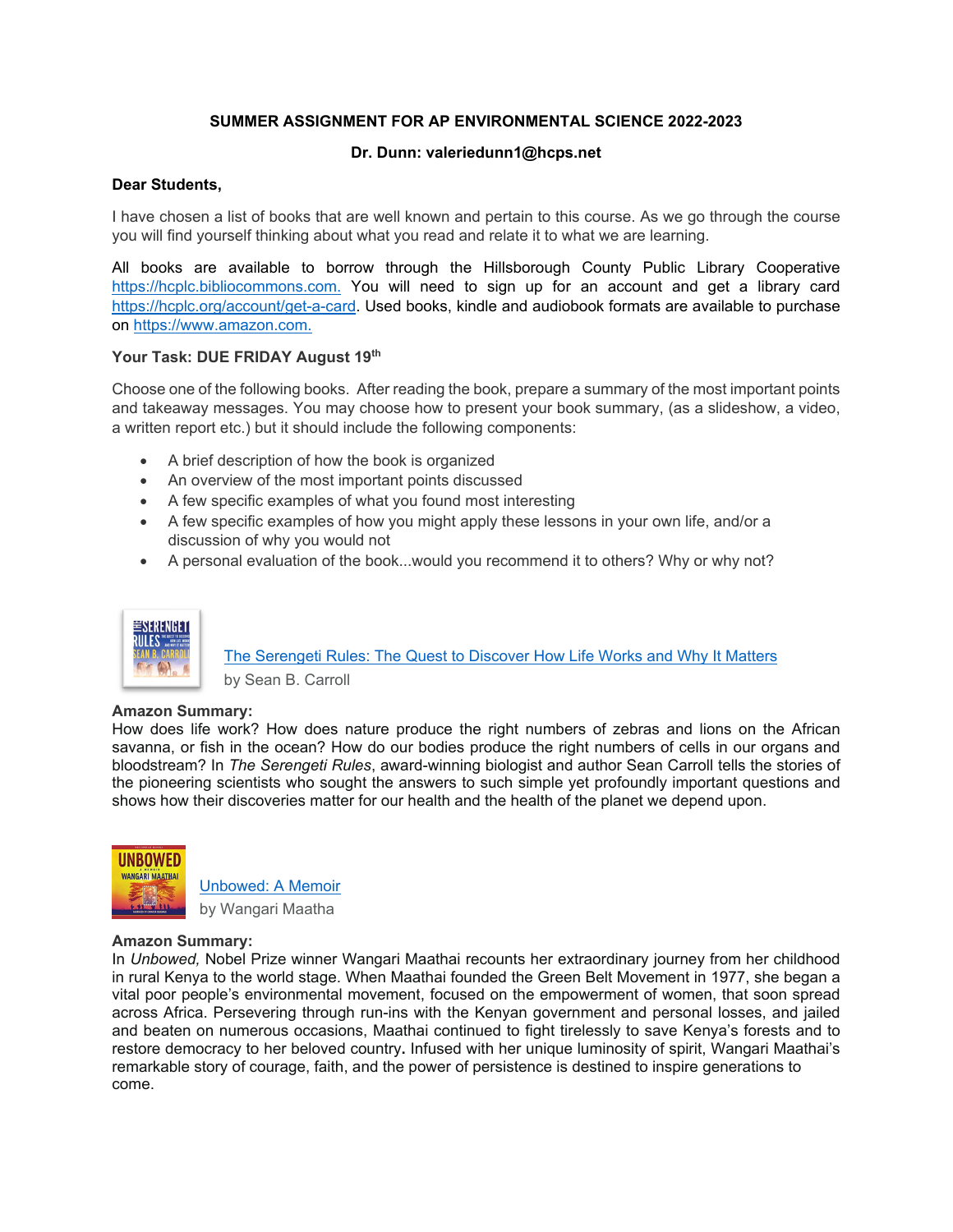**SUMMER ASSIGNMENT FOR AP ENVIRONMENTAL SCIENCE 2022-2023**

**Dr. Dunn: valeriedunn1@hcps.net**

**Dear Students,**

I have chosen a list of books that are well known and pertain to this course. As we go through the course you will find yourself thinking about what you read and relate it to what we are learning.

All books are available to borrow through the Hillsborough County Public Library Cooperative https://hcplc.bibliocommons.com. You will need to sign up for an account and get a library card https://hcplc.org/account/get-a-card. Used books, kindle and audiobook formats are available to purchase on https://www.amazon.com.

**Your Task: DUE FRIDAY August 19th**

Choose one of the following books. After reading the book, prepare a summary of the most important points and takeaway messages. You may choose how to present your book summary, (as a slideshow, a video, a written report etc.) but it should include the following components:

- A brief description of how the book is organized
- An overview of the most important points discussed
- A few specific examples of what you found most interesting
- A few specific examples of how you might apply these lessons in your own life, and/or a discussion of why you would not
- A personal evaluation of the book...would you recommend it to others? Why or why not?

The Serengeti Rules: The Quest to Discover How Life Works and Why It Matters
by Sean B. Carroll

**Amazon Summary:**
How does life work? How does nature produce the right numbers of zebras and lions on the African savanna, or fish in the ocean? How do our bodies produce the right numbers of cells in our organs and bloodstream? In *The Serengeti Rules*, award-winning biologist and author Sean Carroll tells the stories of the pioneering scientists who sought the answers to such simple yet profoundly important questions and shows how their discoveries matter for our health and the health of the planet we depend upon.

Unbowed: A Memoir
by Wangari Maatha

**Amazon Summary:**
In *Unbowed,* Nobel Prize winner Wangari Maathai recounts her extraordinary journey from her childhood in rural Kenya to the world stage. When Maathai founded the Green Belt Movement in 1977, she began a vital poor people's environmental movement, focused on the empowerment of women, that soon spread across Africa. Persevering through run-ins with the Kenyan government and personal losses, and jailed and beaten on numerous occasions, Maathai continued to fight tirelessly to save Kenya's forests and to restore democracy to her beloved country**.** Infused with her unique luminosity of spirit, Wangari Maathai's remarkable story of courage, faith, and the power of persistence is destined to inspire generations to come.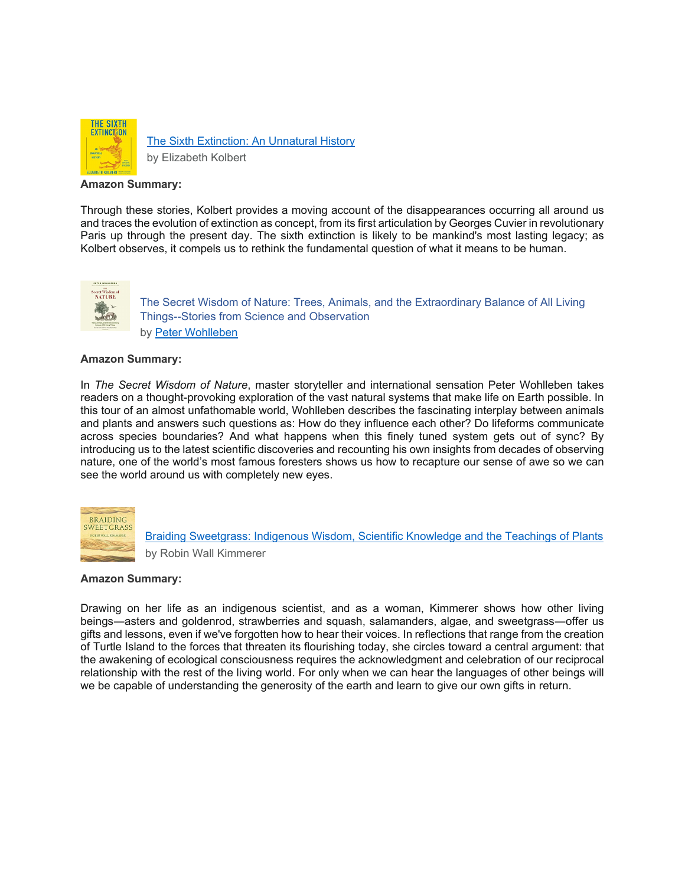[The Sixth Extinction: An Unnatural History]()
by Elizabeth Kolbert

**Amazon Summary:**

Through these stories, Kolbert provides a moving account of the disappearances occurring all around us and traces the evolution of extinction as concept, from its first articulation by Georges Cuvier in revolutionary Paris up through the present day. The sixth extinction is likely to be mankind's most lasting legacy; as Kolbert observes, it compels us to rethink the fundamental question of what it means to be human.

The Secret Wisdom of Nature: Trees, Animals, and the Extraordinary Balance of All Living Things--Stories from Science and Observation
by [Peter Wohlleben]()

**Amazon Summary:**

In *The Secret Wisdom of Nature*, master storyteller and international sensation Peter Wohlleben takes readers on a thought-provoking exploration of the vast natural systems that make life on Earth possible. In this tour of an almost unfathomable world, Wohlleben describes the fascinating interplay between animals and plants and answers such questions as: How do they influence each other? Do lifeforms communicate across species boundaries? And what happens when this finely tuned system gets out of sync? By introducing us to the latest scientific discoveries and recounting his own insights from decades of observing nature, one of the world's most famous foresters shows us how to recapture our sense of awe so we can see the world around us with completely new eyes.

[Braiding Sweetgrass: Indigenous Wisdom, Scientific Knowledge and the Teachings of Plants]()
by Robin Wall Kimmerer

**Amazon Summary:**

Drawing on her life as an indigenous scientist, and as a woman, Kimmerer shows how other living beings—asters and goldenrod, strawberries and squash, salamanders, algae, and sweetgrass—offer us gifts and lessons, even if we've forgotten how to hear their voices. In reflections that range from the creation of Turtle Island to the forces that threaten its flourishing today, she circles toward a central argument: that the awakening of ecological consciousness requires the acknowledgment and celebration of our reciprocal relationship with the rest of the living world. For only when we can hear the languages of other beings will we be capable of understanding the generosity of the earth and learn to give our own gifts in return.